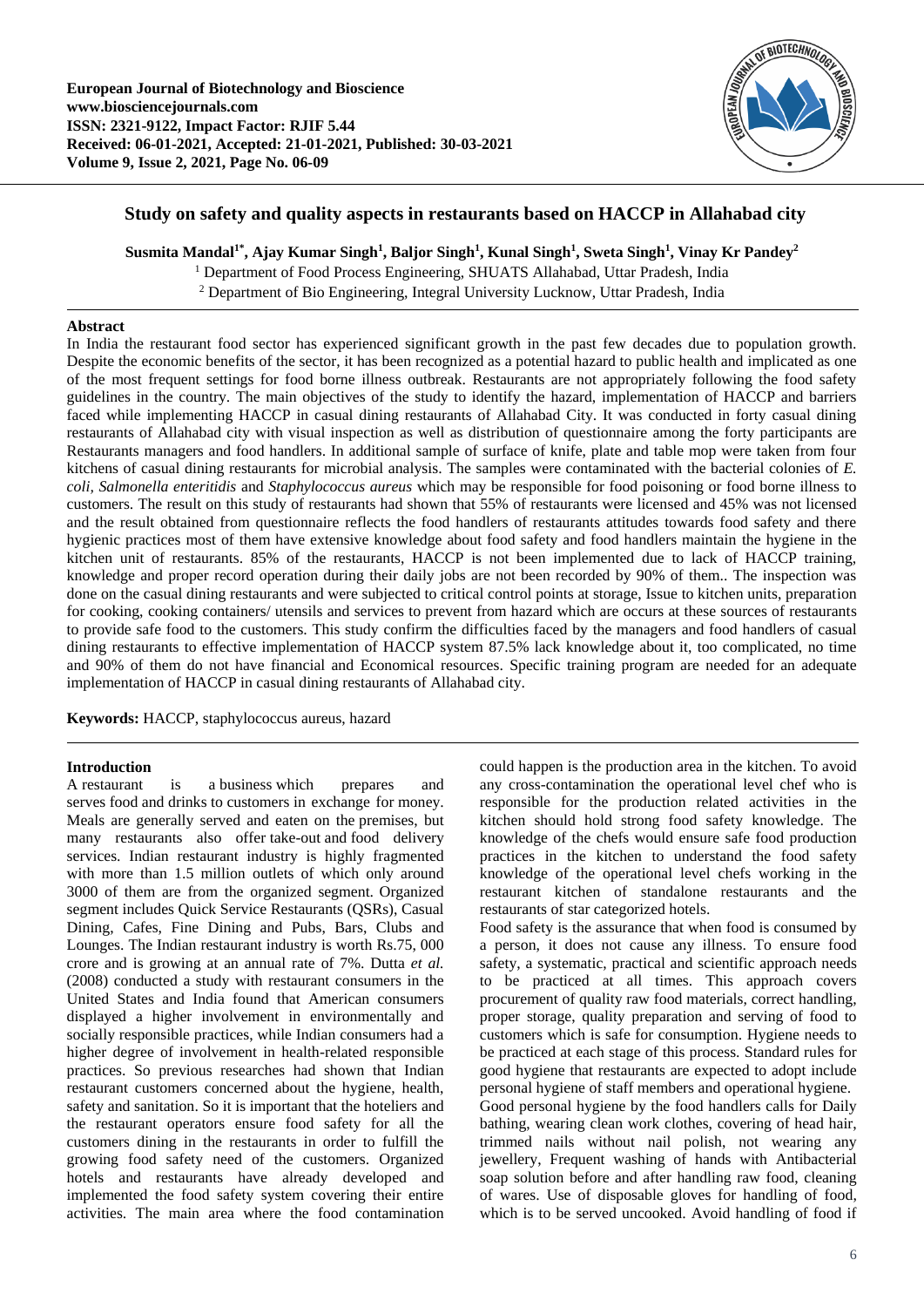# Study on safety and quality aspects in restaurants based on HACCP in Allahabad city

**Susmita Mandal[1*], Ajay Kumar Singh[1], Baljor Singh[1], Kunal Singh[1], Sweta Singh[1], Vinay Kr Pandey[2]**

[1] Department of Food Process Engineering, SHUATS Allahabad, Uttar Pradesh, India

[2] Department of Bio Engineering, Integral University Lucknow, Uttar Pradesh, India

## Abstract

In India the restaurant food sector has experienced significant growth in the past few decades due to population growth. Despite the economic benefits of the sector, it has been recognized as a potential hazard to public health and implicated as one of the most frequent settings for food borne illness outbreak. Restaurants are not appropriately following the food safety guidelines in the country. The main objectives of the study to identify the hazard, implementation of HACCP and barriers faced while implementing HACCP in casual dining restaurants of Allahabad City. It was conducted in forty casual dining restaurants of Allahabad city with visual inspection as well as distribution of questionnaire among the forty participants are Restaurants managers and food handlers. In additional sample of surface of knife, plate and table mop were taken from four kitchens of casual dining restaurants for microbial analysis. The samples were contaminated with the bacterial colonies of *E. coli, Salmonella enteritidis* and *Staphylococcus aureus* which may be responsible for food poisoning or food borne illness to customers. The result on this study of restaurants had shown that 55% of restaurants were licensed and 45% was not licensed and the result obtained from questionnaire reflects the food handlers of restaurants attitudes towards food safety and there hygienic practices most of them have extensive knowledge about food safety and food handlers maintain the hygiene in the kitchen unit of restaurants. 85% of the restaurants, HACCP is not been implemented due to lack of HACCP training, knowledge and proper record operation during their daily jobs are not been recorded by 90% of them.. The inspection was done on the casual dining restaurants and were subjected to critical control points at storage, Issue to kitchen units, preparation for cooking, cooking containers/ utensils and services to prevent from hazard which are occurs at these sources of restaurants to provide safe food to the customers. This study confirm the difficulties faced by the managers and food handlers of casual dining restaurants to effective implementation of HACCP system 87.5% lack knowledge about it, too complicated, no time and 90% of them do not have financial and Economical resources. Specific training program are needed for an adequate implementation of HACCP in casual dining restaurants of Allahabad city.

**Keywords:** HACCP, staphylococcus aureus, hazard

## Introduction

A restaurant is a business which prepares and serves food and drinks to customers in exchange for money. Meals are generally served and eaten on the premises, but many restaurants also offer take-out and food delivery services. Indian restaurant industry is highly fragmented with more than 1.5 million outlets of which only around 3000 of them are from the organized segment. Organized segment includes Quick Service Restaurants (QSRs), Casual Dining, Cafes, Fine Dining and Pubs, Bars, Clubs and Lounges. The Indian restaurant industry is worth Rs.75, 000 crore and is growing at an annual rate of 7%. Dutta *et al.* (2008) conducted a study with restaurant consumers in the United States and India found that American consumers displayed a higher involvement in environmentally and socially responsible practices, while Indian consumers had a higher degree of involvement in health-related responsible practices. So previous researches had shown that Indian restaurant customers concerned about the hygiene, health, safety and sanitation. So it is important that the hoteliers and the restaurant operators ensure food safety for all the customers dining in the restaurants in order to fulfill the growing food safety need of the customers. Organized hotels and restaurants have already developed and implemented the food safety system covering their entire activities. The main area where the food contamination could happen is the production area in the kitchen. To avoid any cross-contamination the operational level chef who is responsible for the production related activities in the kitchen should hold strong food safety knowledge. The knowledge of the chefs would ensure safe food production practices in the kitchen to understand the food safety knowledge of the operational level chefs working in the restaurant kitchen of standalone restaurants and the restaurants of star categorized hotels.

Food safety is the assurance that when food is consumed by a person, it does not cause any illness. To ensure food safety, a systematic, practical and scientific approach needs to be practiced at all times. This approach covers procurement of quality raw food materials, correct handling, proper storage, quality preparation and serving of food to customers which is safe for consumption. Hygiene needs to be practiced at each stage of this process. Standard rules for good hygiene that restaurants are expected to adopt include personal hygiene of staff members and operational hygiene.

Good personal hygiene by the food handlers calls for Daily bathing, wearing clean work clothes, covering of head hair, trimmed nails without nail polish, not wearing any jewellery, Frequent washing of hands with Antibacterial soap solution before and after handling raw food, cleaning of wares. Use of disposable gloves for handling of food, which is to be served uncooked. Avoid handling of food if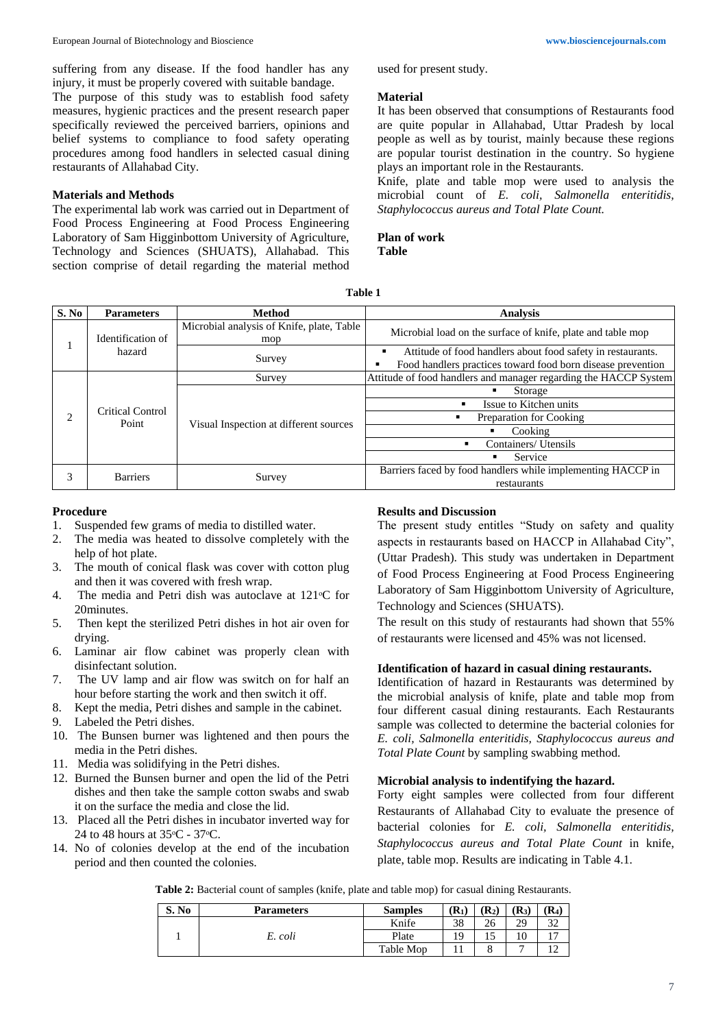suffering from any disease. If the food handler has any injury, it must be properly covered with suitable bandage.

The purpose of this study was to establish food safety measures, hygienic practices and the present research paper specifically reviewed the perceived barriers, opinions and belief systems to compliance to food safety operating procedures among food handlers in selected casual dining restaurants of Allahabad City.

### Materials and Methods

The experimental lab work was carried out in Department of Food Process Engineering at Food Process Engineering Laboratory of Sam Higginbottom University of Agriculture, Technology and Sciences (SHUATS), Allahabad. This section comprise of detail regarding the material method used for present study.

### Material

It has been observed that consumptions of Restaurants food are quite popular in Allahabad, Uttar Pradesh by local people as well as by tourist, mainly because these regions are popular tourist destination in the country. So hygiene plays an important role in the Restaurants.

Knife, plate and table mop were used to analysis the microbial count of *E. coli, Salmonella enteritidis, Staphylococcus aureus and Total Plate Count.*

### Plan of work

**Table**

**Table 1**

| S. No | Parameters | Method | Analysis |
|---|---|---|---|
| 1 | Identification of hazard | Microbial analysis of Knife, plate, Table mop | Microbial load on the surface of knife, plate and table mop |
| | | Survey | ▪ Attitude of food handlers about food safety in restaurants. ▪ Food handlers practices toward food born disease prevention |
| 2 | Critical Control Point | Survey | Attitude of food handlers and manager regarding the HACCP System |
| | | Visual Inspection at different sources | ▪ Storage |
| | | | ▪ Issue to Kitchen units |
| | | | ▪ Preparation for Cooking |
| | | | ▪ Cooking |
| | | | ▪ Containers/ Utensils |
| | | | ▪ Service |
| 3 | Barriers | Survey | Barriers faced by food handlers while implementing HACCP in restaurants |

### Procedure

1. Suspended few grams of media to distilled water.
2. The media was heated to dissolve completely with the help of hot plate.
3. The mouth of conical flask was cover with cotton plug and then it was covered with fresh wrap.
4. The media and Petri dish was autoclave at 121°C for 20minutes.
5. Then kept the sterilized Petri dishes in hot air oven for drying.
6. Laminar air flow cabinet was properly clean with disinfectant solution.
7. The UV lamp and air flow was switch on for half an hour before starting the work and then switch it off.
8. Kept the media, Petri dishes and sample in the cabinet.
9. Labeled the Petri dishes.
10. The Bunsen burner was lightened and then pours the media in the Petri dishes.
11. Media was solidifying in the Petri dishes.
12. Burned the Bunsen burner and open the lid of the Petri dishes and then take the sample cotton swabs and swab it on the surface the media and close the lid.
13. Placed all the Petri dishes in incubator inverted way for 24 to 48 hours at 35°C - 37°C.
14. No of colonies develop at the end of the incubation period and then counted the colonies.

### Results and Discussion

The present study entitles "Study on safety and quality aspects in restaurants based on HACCP in Allahabad City", (Uttar Pradesh). This study was undertaken in Department of Food Process Engineering at Food Process Engineering Laboratory of Sam Higginbottom University of Agriculture, Technology and Sciences (SHUATS).

The result on this study of restaurants had shown that 55% of restaurants were licensed and 45% was not licensed.

### Identification of hazard in casual dining restaurants.

Identification of hazard in Restaurants was determined by the microbial analysis of knife, plate and table mop from four different casual dining restaurants. Each Restaurants sample was collected to determine the bacterial colonies for *E. coli, Salmonella enteritidis, Staphylococcus aureus and Total Plate Count* by sampling swabbing method.

### Microbial analysis to indentifying the hazard.

Forty eight samples were collected from four different Restaurants of Allahabad City to evaluate the presence of bacterial colonies for *E. coli, Salmonella enteritidis, Staphylococcus aureus and Total Plate Count* in knife, plate, table mop. Results are indicating in Table 4.1.

**Table 2:** Bacterial count of samples (knife, plate and table mop) for casual dining Restaurants.

| S. No | Parameters | Samples | $(R_1)$ | $(R_2)$ | $(R_3)$ | $(R_4)$ |
|---|---|---|---|---|---|---|
| 1 | *E. coli* | Knife | 38 | 26 | 29 | 32 |
| | | Plate | 19 | 15 | 10 | 17 |
| | | Table Mop | 11 | 8 | 7 | 12 |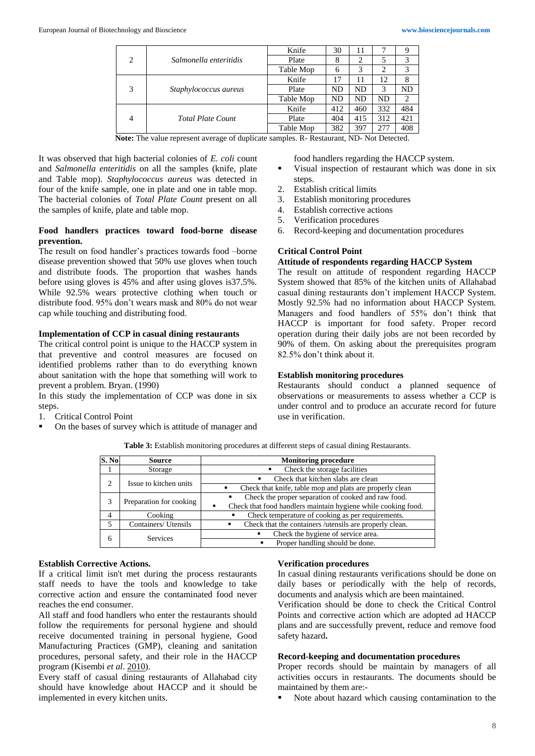| | | | | | | |
|---|---|---|---|---|---|---|
| 2 | *Salmonella enteritidis* | Knife | 30 | 11 | 7 | 9 |
| | | Plate | 8 | 2 | 5 | 3 |
| | | Table Mop | 6 | 3 | 2 | 3 |
| 3 | *Staphylococcus aureus* | Knife | 17 | 11 | 12 | 8 |
| | | Plate | ND | ND | 3 | ND |
| | | Table Mop | ND | ND | ND | 2 |
| 4 | *Total Plate Count* | Knife | 412 | 460 | 332 | 484 |
| | | Plate | 404 | 415 | 312 | 421 |
| | | Table Mop | 382 | 397 | 277 | 408 |

**Note:** The value represent average of duplicate samples. R- Restaurant, ND- Not Detected.

It was observed that high bacterial colonies of *E. coli* count and *Salmonella enteritidis* on all the samples (knife, plate and Table mop). *Staphylococcus aureus* was detected in four of the knife sample, one in plate and one in table mop. The bacterial colonies of *Total Plate Count* present on all the samples of knife, plate and table mop.

**Food handlers practices toward food-borne disease prevention.**

The result on food handler's practices towards food –borne disease prevention showed that 50% use gloves when touch and distribute foods. The proportion that washes hands before using gloves is 45% and after using gloves is37.5%. While 92.5% wears protective clothing when touch or distribute food. 95% don't wears mask and 80% do not wear cap while touching and distributing food.

**Implementation of CCP in casual dining restaurants**

The critical control point is unique to the HACCP system in that preventive and control measures are focused on identified problems rather than to do everything known about sanitation with the hope that something will work to prevent a problem. Bryan. (1990)

In this study the implementation of CCP was done in six steps.

1. Critical Control Point
   - On the bases of survey which is attitude of manager and food handlers regarding the HACCP system.
   - Visual inspection of restaurant which was done in six steps.
2. Establish critical limits
3. Establish monitoring procedures
4. Establish corrective actions
5. Verification procedures
6. Record-keeping and documentation procedures

**Critical Control Point**

**Attitude of respondents regarding HACCP System**

The result on attitude of respondent regarding HACCP System showed that 85% of the kitchen units of Allahabad casual dining restaurants don't implement HACCP System. Mostly 92.5% had no information about HACCP System. Managers and food handlers of 55% don't think that HACCP is important for food safety. Proper record operation during their daily jobs are not been recorded by 90% of them. On asking about the prerequisites program 82.5% don't think about it.

**Establish monitoring procedures**

Restaurants should conduct a planned sequence of observations or measurements to assess whether a CCP is under control and to produce an accurate record for future use in verification.

**Table 3:** Establish monitoring procedures at different steps of casual dining Restaurants.

| S. No | Source | Monitoring procedure |
|---|---|---|
| 1 | Storage | ▪ Check the storage facilities |
| 2 | Issue to kitchen units | ▪ Check that kitchen slabs are clean |
| | | ▪ Check that knife, table mop and plates are properly clean |
| 3 | Preparation for cooking | ▪ Check the proper separation of cooked and raw food.<br>▪ Check that food handlers maintain hygiene while cooking food. |
| 4 | Cooking | ▪ Check temperature of cooking as per requirements. |
| 5 | Containers/ Utensils | ▪ Check that the containers /utensils are properly clean. |
| 6 | Services | ▪ Check the hygiene of service area. |
| | | ▪ Proper handling should be done. |

**Establish Corrective Actions.**

If a critical limit isn't met during the process restaurants staff needs to have the tools and knowledge to take corrective action and ensure the contaminated food never reaches the end consumer.

All staff and food handlers who enter the restaurants should follow the requirements for personal hygiene and should receive documented training in personal hygiene, Good Manufacturing Practices (GMP), cleaning and sanitation procedures, personal safety, and their role in the HACCP program (Kisembi *et al*. 2010).

Every staff of casual dining restaurants of Allahabad city should have knowledge about HACCP and it should be implemented in every kitchen units.

**Verification procedures**

In casual dining restaurants verifications should be done on daily bases or periodically with the help of records, documents and analysis which are been maintained.

Verification should be done to check the Critical Control Points and corrective action which are adopted ad HACCP plans and are successfully prevent, reduce and remove food safety hazard**.**

**Record-keeping and documentation procedures**

Proper records should be maintain by managers of all activities occurs in restaurants. The documents should be maintained by them are:-

- Note about hazard which causing contamination to the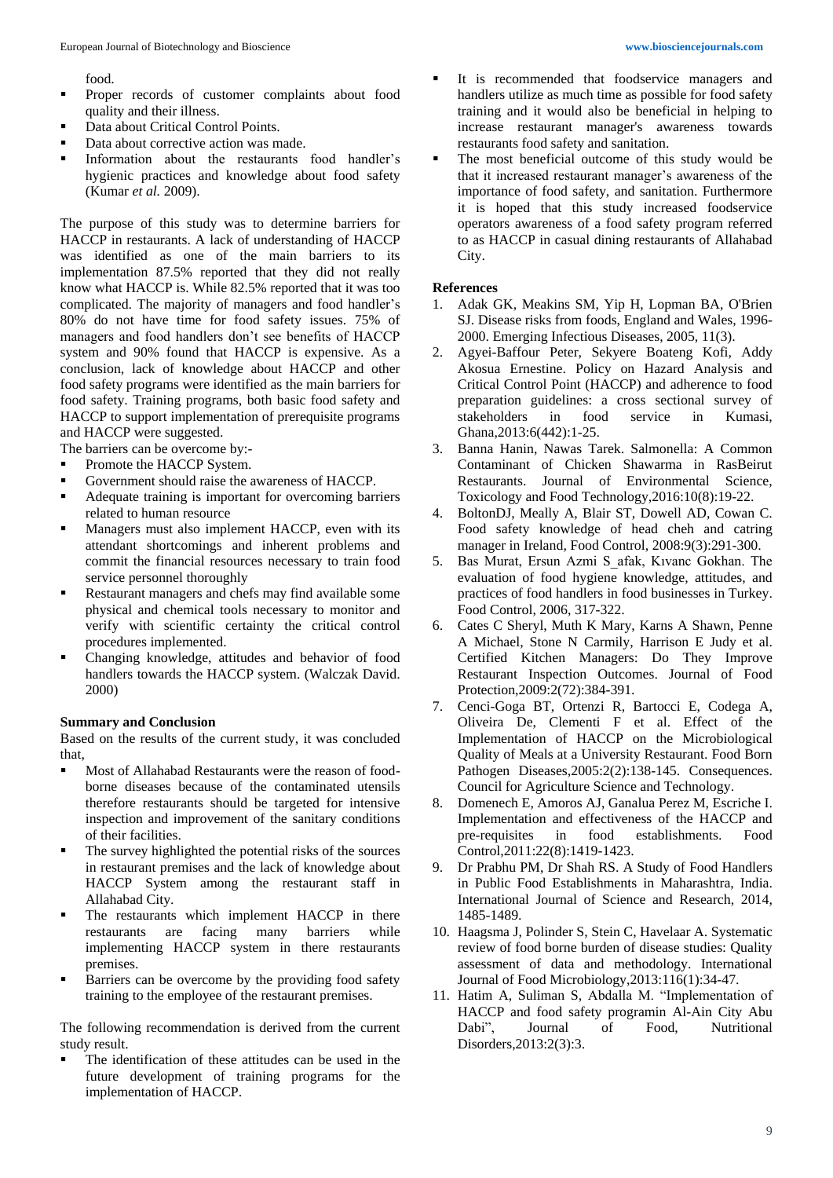food.

- Proper records of customer complaints about food quality and their illness.
- Data about Critical Control Points.
- Data about corrective action was made.
- Information about the restaurants food handler's hygienic practices and knowledge about food safety (Kumar *et al.* 2009).

The purpose of this study was to determine barriers for HACCP in restaurants. A lack of understanding of HACCP was identified as one of the main barriers to its implementation 87.5% reported that they did not really know what HACCP is. While 82.5% reported that it was too complicated. The majority of managers and food handler's 80% do not have time for food safety issues. 75% of managers and food handlers don't see benefits of HACCP system and 90% found that HACCP is expensive. As a conclusion, lack of knowledge about HACCP and other food safety programs were identified as the main barriers for food safety. Training programs, both basic food safety and HACCP to support implementation of prerequisite programs and HACCP were suggested.

The barriers can be overcome by:-

- Promote the HACCP System.
- Government should raise the awareness of HACCP.
- Adequate training is important for overcoming barriers related to human resource
- Managers must also implement HACCP, even with its attendant shortcomings and inherent problems and commit the financial resources necessary to train food service personnel thoroughly
- Restaurant managers and chefs may find available some physical and chemical tools necessary to monitor and verify with scientific certainty the critical control procedures implemented.
- Changing knowledge, attitudes and behavior of food handlers towards the HACCP system. (Walczak David. 2000)

## Summary and Conclusion

Based on the results of the current study, it was concluded that,

- Most of Allahabad Restaurants were the reason of food-borne diseases because of the contaminated utensils therefore restaurants should be targeted for intensive inspection and improvement of the sanitary conditions of their facilities.
- The survey highlighted the potential risks of the sources in restaurant premises and the lack of knowledge about HACCP System among the restaurant staff in Allahabad City.
- The restaurants which implement HACCP in there restaurants are facing many barriers while implementing HACCP system in there restaurants premises.
- Barriers can be overcome by the providing food safety training to the employee of the restaurant premises.

The following recommendation is derived from the current study result.

- The identification of these attitudes can be used in the future development of training programs for the implementation of HACCP.
- It is recommended that foodservice managers and handlers utilize as much time as possible for food safety training and it would also be beneficial in helping to increase restaurant manager's awareness towards restaurants food safety and sanitation.
- The most beneficial outcome of this study would be that it increased restaurant manager's awareness of the importance of food safety, and sanitation. Furthermore it is hoped that this study increased foodservice operators awareness of a food safety program referred to as HACCP in casual dining restaurants of Allahabad City.

## References

1. Adak GK, Meakins SM, Yip H, Lopman BA, O'Brien SJ. Disease risks from foods, England and Wales, 1996-2000. Emerging Infectious Diseases, 2005, 11(3).
2. Agyei-Baffour Peter, Sekyere Boateng Kofi, Addy Akosua Ernestine. Policy on Hazard Analysis and Critical Control Point (HACCP) and adherence to food preparation guidelines: a cross sectional survey of stakeholders in food service in Kumasi, Ghana,2013:6(442):1-25.
3. Banna Hanin, Nawas Tarek. Salmonella: A Common Contaminant of Chicken Shawarma in RasBeirut Restaurants. Journal of Environmental Science, Toxicology and Food Technology,2016:10(8):19-22.
4. BoltonDJ, Meally A, Blair ST, Dowell AD, Cowan C. Food safety knowledge of head cheh and catring manager in Ireland, Food Control, 2008:9(3):291-300.
5. Bas Murat, Ersun Azmi S_afak, Kıvanc Gokhan. The evaluation of food hygiene knowledge, attitudes, and practices of food handlers in food businesses in Turkey. Food Control, 2006, 317-322.
6. Cates C Sheryl, Muth K Mary, Karns A Shawn, Penne A Michael, Stone N Carmily, Harrison E Judy et al. Certified Kitchen Managers: Do They Improve Restaurant Inspection Outcomes. Journal of Food Protection,2009:2(72):384-391.
7. Cenci-Goga BT, Ortenzi R, Bartocci E, Codega A, Oliveira De, Clementi F et al. Effect of the Implementation of HACCP on the Microbiological Quality of Meals at a University Restaurant. Food Born Pathogen Diseases,2005:2(2):138-145. Consequences. Council for Agriculture Science and Technology.
8. Domenech E, Amoros AJ, Ganalua Perez M, Escriche I. Implementation and effectiveness of the HACCP and pre-requisites in food establishments. Food Control,2011:22(8):1419-1423.
9. Dr Prabhu PM, Dr Shah RS. A Study of Food Handlers in Public Food Establishments in Maharashtra, India. International Journal of Science and Research, 2014, 1485-1489.
10. Haagsma J, Polinder S, Stein C, Havelaar A. Systematic review of food borne burden of disease studies: Quality assessment of data and methodology. International Journal of Food Microbiology,2013:116(1):34-47.
11. Hatim A, Suliman S, Abdalla M. "Implementation of HACCP and food safety programin Al-Ain City Abu Dabi", Journal of Food, Nutritional Disorders,2013:2(3):3.